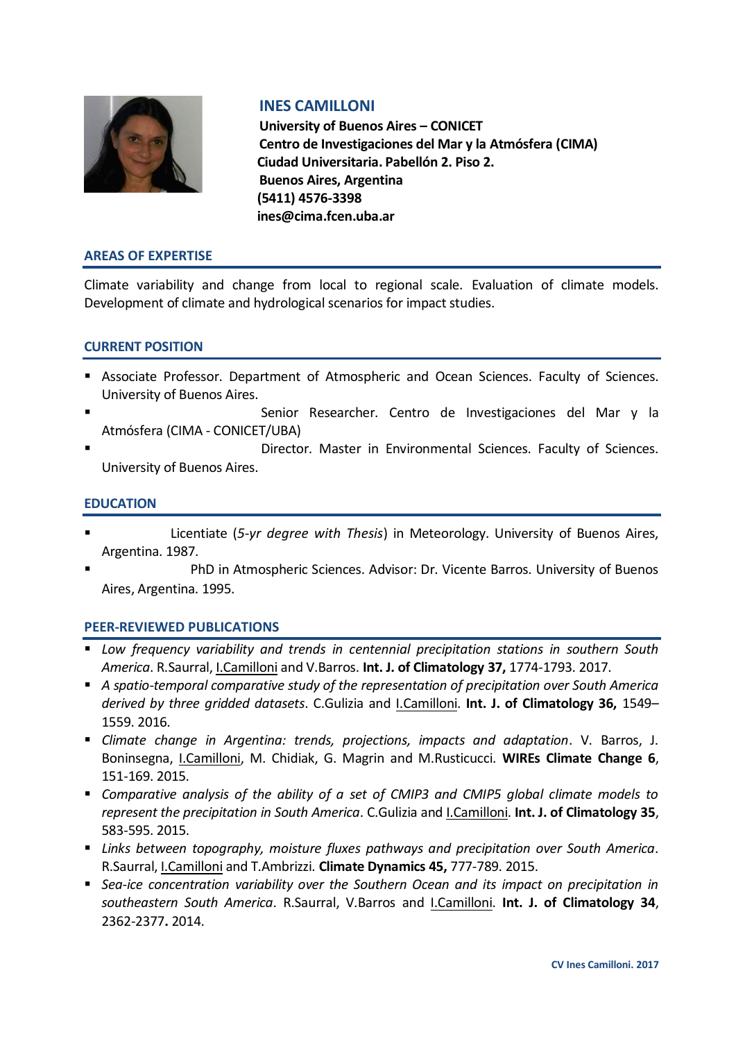# INES CAMILLONI

**University of Buenos Aires – CONICET**
**Centro de Investigaciones del Mar y la Atmósfera (CIMA)**
**Ciudad Universitaria. Pabellón 2. Piso 2.**
**Buenos Aires, Argentina**
**(5411) 4576-3398**
**ines@cima.fcen.uba.ar**

## AREAS OF EXPERTISE

Climate variability and change from local to regional scale. Evaluation of climate models. Development of climate and hydrological scenarios for impact studies.

## CURRENT POSITION

- Associate Professor. Department of Atmospheric and Ocean Sciences. Faculty of Sciences. University of Buenos Aires.
- Senior Researcher. Centro de Investigaciones del Mar y la Atmósfera (CIMA - CONICET/UBA)
- Director. Master in Environmental Sciences. Faculty of Sciences. University of Buenos Aires.

## EDUCATION

- Licentiate (*5-yr degree with Thesis*) in Meteorology. University of Buenos Aires, Argentina. 1987.
- PhD in Atmospheric Sciences. Advisor: Dr. Vicente Barros. University of Buenos Aires, Argentina. 1995.

## PEER-REVIEWED PUBLICATIONS

- *Low frequency variability and trends in centennial precipitation stations in southern South America*. R.Saurral, I.Camilloni and V.Barros. **Int. J. of Climatology 37,** 1774-1793. 2017.
- *A spatio-temporal comparative study of the representation of precipitation over South America derived by three gridded datasets*. C.Gulizia and I.Camilloni. **Int. J. of Climatology 36,** 1549–1559. 2016.
- *Climate change in Argentina: trends, projections, impacts and adaptation*. V. Barros, J. Boninsegna, I.Camilloni, M. Chidiak, G. Magrin and M.Rusticucci. **WIREs Climate Change 6**, 151-169. 2015.
- *Comparative analysis of the ability of a set of CMIP3 and CMIP5 global climate models to represent the precipitation in South America*. C.Gulizia and I.Camilloni. **Int. J. of Climatology 35**, 583-595. 2015.
- *Links between topography, moisture fluxes pathways and precipitation over South America*. R.Saurral, I.Camilloni and T.Ambrizzi. **Climate Dynamics 45,** 777-789. 2015.
- *Sea-ice concentration variability over the Southern Ocean and its impact on precipitation in southeastern South America*. R.Saurral, V.Barros and I.Camilloni. **Int. J. of Climatology 34**, 2362-2377**.** 2014.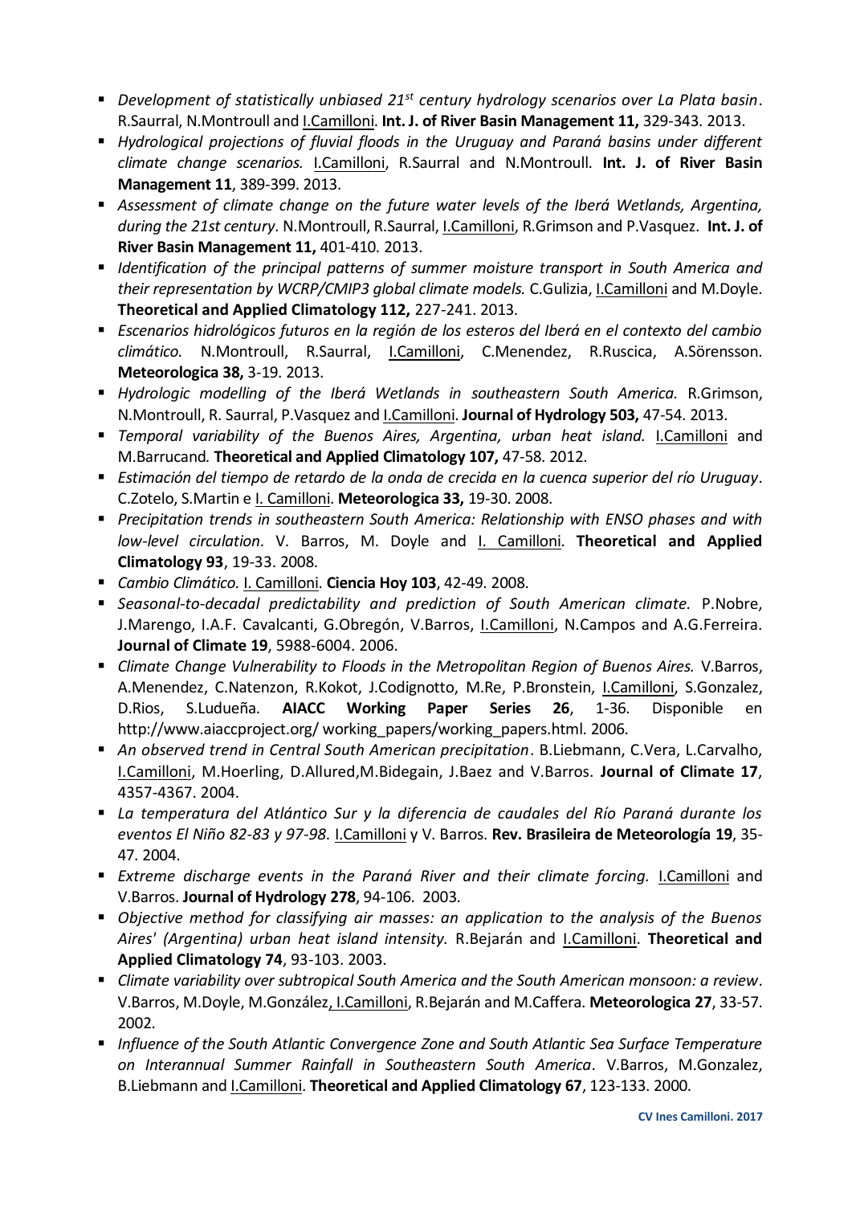- *Development of statistically unbiased 21st century hydrology scenarios over La Plata basin*. R.Saurral, N.Montroull and I.Camilloni. **Int. J. of River Basin Management 11,** 329-343. 2013.
- *Hydrological projections of fluvial floods in the Uruguay and Paraná basins under different climate change scenarios.* I.Camilloni, R.Saurral and N.Montroull. **Int. J. of River Basin Management 11**, 389-399. 2013.
- *Assessment of climate change on the future water levels of the Iberá Wetlands, Argentina, during the 21st century*. N.Montroull, R.Saurral, I.Camilloni, R.Grimson and P.Vasquez. **Int. J. of River Basin Management 11,** 401-410. 2013.
- *Identification of the principal patterns of summer moisture transport in South America and their representation by WCRP/CMIP3 global climate models.* C.Gulizia, I.Camilloni and M.Doyle. **Theoretical and Applied Climatology 112,** 227-241. 2013.
- *Escenarios hidrológicos futuros en la región de los esteros del Iberá en el contexto del cambio climático.* N.Montroull, R.Saurral, I.Camilloni, C.Menendez, R.Ruscica, A.Sörensson. **Meteorologica 38,** 3-19. 2013.
- *Hydrologic modelling of the Iberá Wetlands in southeastern South America.* R.Grimson, N.Montroull, R. Saurral, P.Vasquez and I.Camilloni. **Journal of Hydrology 503,** 47-54. 2013.
- *Temporal variability of the Buenos Aires, Argentina, urban heat island.* I.Camilloni and M.Barrucand*.* **Theoretical and Applied Climatology 107,** 47-58. 2012.
- *Estimación del tiempo de retardo de la onda de crecida en la cuenca superior del río Uruguay*. C.Zotelo, S.Martin e I. Camilloni. **Meteorologica 33,** 19-30. 2008.
- *Precipitation trends in southeastern South America: Relationship with ENSO phases and with low-level circulation*. V. Barros, M. Doyle and I. Camilloni. **Theoretical and Applied Climatology 93**, 19-33. 2008.
- *Cambio Climático.* I. Camilloni. **Ciencia Hoy 103**, 42-49. 2008.
- *Seasonal-to-decadal predictability and prediction of South American climate.* P.Nobre, J.Marengo, I.A.F. Cavalcanti, G.Obregón, V.Barros, I.Camilloni, N.Campos and A.G.Ferreira. **Journal of Climate 19**, 5988-6004. 2006.
- *Climate Change Vulnerability to Floods in the Metropolitan Region of Buenos Aires.* V.Barros, A.Menendez, C.Natenzon, R.Kokot, J.Codignotto, M.Re, P.Bronstein, I.Camilloni, S.Gonzalez, D.Rios, S.Ludueña. **AIACC Working Paper Series 26**, 1-36. Disponible en http://www.aiaccproject.org/ working_papers/working_papers.html. 2006.
- *An observed trend in Central South American precipitation*. B.Liebmann, C.Vera, L.Carvalho, I.Camilloni, M.Hoerling, D.Allured,M.Bidegain, J.Baez and V.Barros. **Journal of Climate 17**, 4357-4367. 2004.
- *La temperatura del Atlántico Sur y la diferencia de caudales del Río Paraná durante los eventos El Niño 82-83 y 97-98*. I.Camilloni y V. Barros. **Rev. Brasileira de Meteorología 19**, 35-47. 2004.
- *Extreme discharge events in the Paraná River and their climate forcing.* I.Camilloni and V.Barros. **Journal of Hydrology 278**, 94-106. 2003*.*
- *Objective method for classifying air masses: an application to the analysis of the Buenos Aires' (Argentina) urban heat island intensity.* R.Bejarán and I.Camilloni. **Theoretical and Applied Climatology 74**, 93-103. 2003.
- *Climate variability over subtropical South America and the South American monsoon: a review*. V.Barros, M.Doyle, M.González, I.Camilloni, R.Bejarán and M.Caffera. **Meteorologica 27**, 33-57. 2002.
- *Influence of the South Atlantic Convergence Zone and South Atlantic Sea Surface Temperature on Interannual Summer Rainfall in Southeastern South America*. V.Barros, M.Gonzalez, B.Liebmann and I.Camilloni. **Theoretical and Applied Climatology 67**, 123-133. 2000.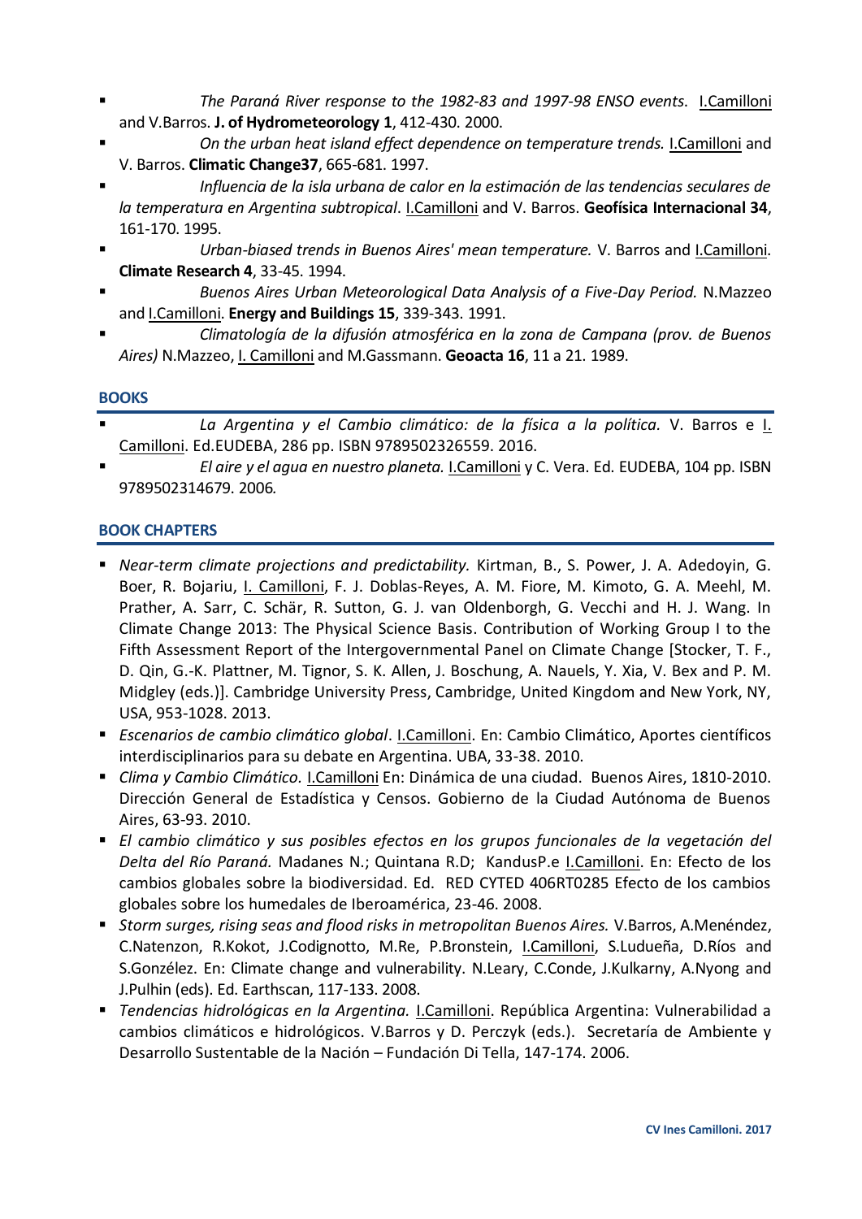- *The Paraná River response to the 1982-83 and 1997-98 ENSO events.* I.Camilloni and V.Barros. **J. of Hydrometeorology 1**, 412-430. 2000.
- *On the urban heat island effect dependence on temperature trends.* I.Camilloni and V. Barros. **Climatic Change37**, 665-681. 1997.
- *Influencia de la isla urbana de calor en la estimación de las tendencias seculares de la temperatura en Argentina subtropical*. I.Camilloni and V. Barros. **Geofísica Internacional 34**, 161-170. 1995.
- *Urban-biased trends in Buenos Aires' mean temperature.* V. Barros and I.Camilloni. **Climate Research 4**, 33-45. 1994.
- *Buenos Aires Urban Meteorological Data Analysis of a Five-Day Period.* N.Mazzeo and I.Camilloni. **Energy and Buildings 15**, 339-343. 1991.
- *Climatología de la difusión atmosférica en la zona de Campana (prov. de Buenos Aires)* N.Mazzeo, I. Camilloni and M.Gassmann. **Geoacta 16**, 11 a 21. 1989.

## BOOKS

- *La Argentina y el Cambio climático: de la física a la política.* V. Barros e I. Camilloni. Ed.EUDEBA, 286 pp. ISBN 9789502326559. 2016.
- *El aire y el agua en nuestro planeta.* I.Camilloni y C. Vera. Ed. EUDEBA, 104 pp. ISBN 9789502314679. 2006*.*

## BOOK CHAPTERS

- *Near-term climate projections and predictability.* Kirtman, B., S. Power, J. A. Adedoyin, G. Boer, R. Bojariu, I. Camilloni, F. J. Doblas-Reyes, A. M. Fiore, M. Kimoto, G. A. Meehl, M. Prather, A. Sarr, C. Schär, R. Sutton, G. J. van Oldenborgh, G. Vecchi and H. J. Wang. In Climate Change 2013: The Physical Science Basis. Contribution of Working Group I to the Fifth Assessment Report of the Intergovernmental Panel on Climate Change [Stocker, T. F., D. Qin, G.-K. Plattner, M. Tignor, S. K. Allen, J. Boschung, A. Nauels, Y. Xia, V. Bex and P. M. Midgley (eds.)]. Cambridge University Press, Cambridge, United Kingdom and New York, NY, USA, 953-1028. 2013.
- *Escenarios de cambio climático global*. I.Camilloni. En: Cambio Climático, Aportes científicos interdisciplinarios para su debate en Argentina. UBA, 33-38. 2010.
- *Clima y Cambio Climático.* I.Camilloni En: Dinámica de una ciudad. Buenos Aires, 1810-2010. Dirección General de Estadística y Censos. Gobierno de la Ciudad Autónoma de Buenos Aires, 63-93. 2010.
- *El cambio climático y sus posibles efectos en los grupos funcionales de la vegetación del Delta del Río Paraná.* Madanes N.; Quintana R.D; KandusP.e I.Camilloni. En: Efecto de los cambios globales sobre la biodiversidad. Ed. RED CYTED 406RT0285 Efecto de los cambios globales sobre los humedales de Iberoamérica, 23-46. 2008.
- *Storm surges, rising seas and flood risks in metropolitan Buenos Aires.* V.Barros, A.Menéndez, C.Natenzon, R.Kokot, J.Codignotto, M.Re, P.Bronstein, I.Camilloni, S.Ludueña, D.Ríos and S.Gonzélez. En: Climate change and vulnerability. N.Leary, C.Conde, J.Kulkarny, A.Nyong and J.Pulhin (eds). Ed. Earthscan, 117-133. 2008.
- *Tendencias hidrológicas en la Argentina.* I.Camilloni. República Argentina: Vulnerabilidad a cambios climáticos e hidrológicos. V.Barros y D. Perczyk (eds.). Secretaría de Ambiente y Desarrollo Sustentable de la Nación – Fundación Di Tella, 147-174. 2006.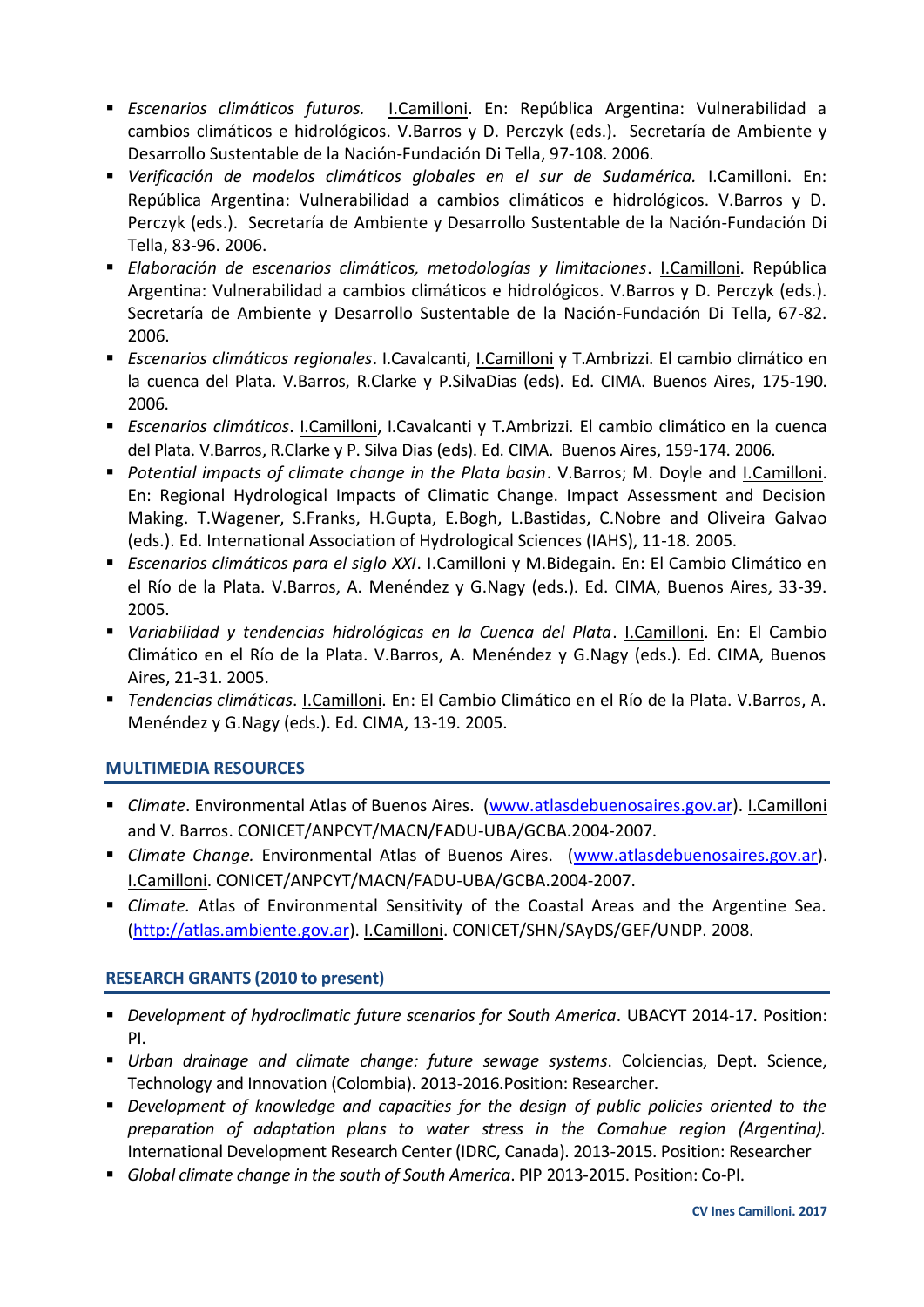- *Escenarios climáticos futuros.* I.Camilloni. En: República Argentina: Vulnerabilidad a cambios climáticos e hidrológicos. V.Barros y D. Perczyk (eds.). Secretaría de Ambiente y Desarrollo Sustentable de la Nación-Fundación Di Tella, 97-108. 2006.
- *Verificación de modelos climáticos globales en el sur de Sudamérica.* I.Camilloni. En: República Argentina: Vulnerabilidad a cambios climáticos e hidrológicos. V.Barros y D. Perczyk (eds.). Secretaría de Ambiente y Desarrollo Sustentable de la Nación-Fundación Di Tella, 83-96. 2006.
- *Elaboración de escenarios climáticos, metodologías y limitaciones*. I.Camilloni. República Argentina: Vulnerabilidad a cambios climáticos e hidrológicos. V.Barros y D. Perczyk (eds.). Secretaría de Ambiente y Desarrollo Sustentable de la Nación-Fundación Di Tella, 67-82. 2006.
- *Escenarios climáticos regionales*. I.Cavalcanti, I.Camilloni y T.Ambrizzi. El cambio climático en la cuenca del Plata. V.Barros, R.Clarke y P.SilvaDias (eds). Ed. CIMA. Buenos Aires, 175-190. 2006.
- *Escenarios climáticos*. I.Camilloni, I.Cavalcanti y T.Ambrizzi. El cambio climático en la cuenca del Plata. V.Barros, R.Clarke y P. Silva Dias (eds). Ed. CIMA. Buenos Aires, 159-174. 2006.
- *Potential impacts of climate change in the Plata basin*. V.Barros; M. Doyle and I.Camilloni. En: Regional Hydrological Impacts of Climatic Change. Impact Assessment and Decision Making. T.Wagener, S.Franks, H.Gupta, E.Bogh, L.Bastidas, C.Nobre and Oliveira Galvao (eds.). Ed. International Association of Hydrological Sciences (IAHS), 11-18. 2005.
- *Escenarios climáticos para el siglo XXI*. I.Camilloni y M.Bidegain. En: El Cambio Climático en el Río de la Plata. V.Barros, A. Menéndez y G.Nagy (eds.). Ed. CIMA, Buenos Aires, 33-39. 2005.
- *Variabilidad y tendencias hidrológicas en la Cuenca del Plata*. I.Camilloni. En: El Cambio Climático en el Río de la Plata. V.Barros, A. Menéndez y G.Nagy (eds.). Ed. CIMA, Buenos Aires, 21-31. 2005.
- *Tendencias climáticas*. I.Camilloni. En: El Cambio Climático en el Río de la Plata. V.Barros, A. Menéndez y G.Nagy (eds.). Ed. CIMA, 13-19. 2005.

## MULTIMEDIA RESOURCES

- *Climate*. Environmental Atlas of Buenos Aires. (www.atlasdebuenosaires.gov.ar). I.Camilloni and V. Barros. CONICET/ANPCYT/MACN/FADU-UBA/GCBA.2004-2007.
- *Climate Change.* Environmental Atlas of Buenos Aires. (www.atlasdebuenosaires.gov.ar). I.Camilloni. CONICET/ANPCYT/MACN/FADU-UBA/GCBA.2004-2007.
- *Climate.* Atlas of Environmental Sensitivity of the Coastal Areas and the Argentine Sea. (http://atlas.ambiente.gov.ar). I.Camilloni. CONICET/SHN/SAyDS/GEF/UNDP. 2008.

## RESEARCH GRANTS (2010 to present)

- *Development of hydroclimatic future scenarios for South America*. UBACYT 2014-17. Position: PI.
- *Urban drainage and climate change: future sewage systems*. Colciencias, Dept. Science, Technology and Innovation (Colombia). 2013-2016.Position: Researcher.
- *Development of knowledge and capacities for the design of public policies oriented to the preparation of adaptation plans to water stress in the Comahue region (Argentina).* International Development Research Center (IDRC, Canada). 2013-2015. Position: Researcher
- *Global climate change in the south of South America*. PIP 2013-2015. Position: Co-PI.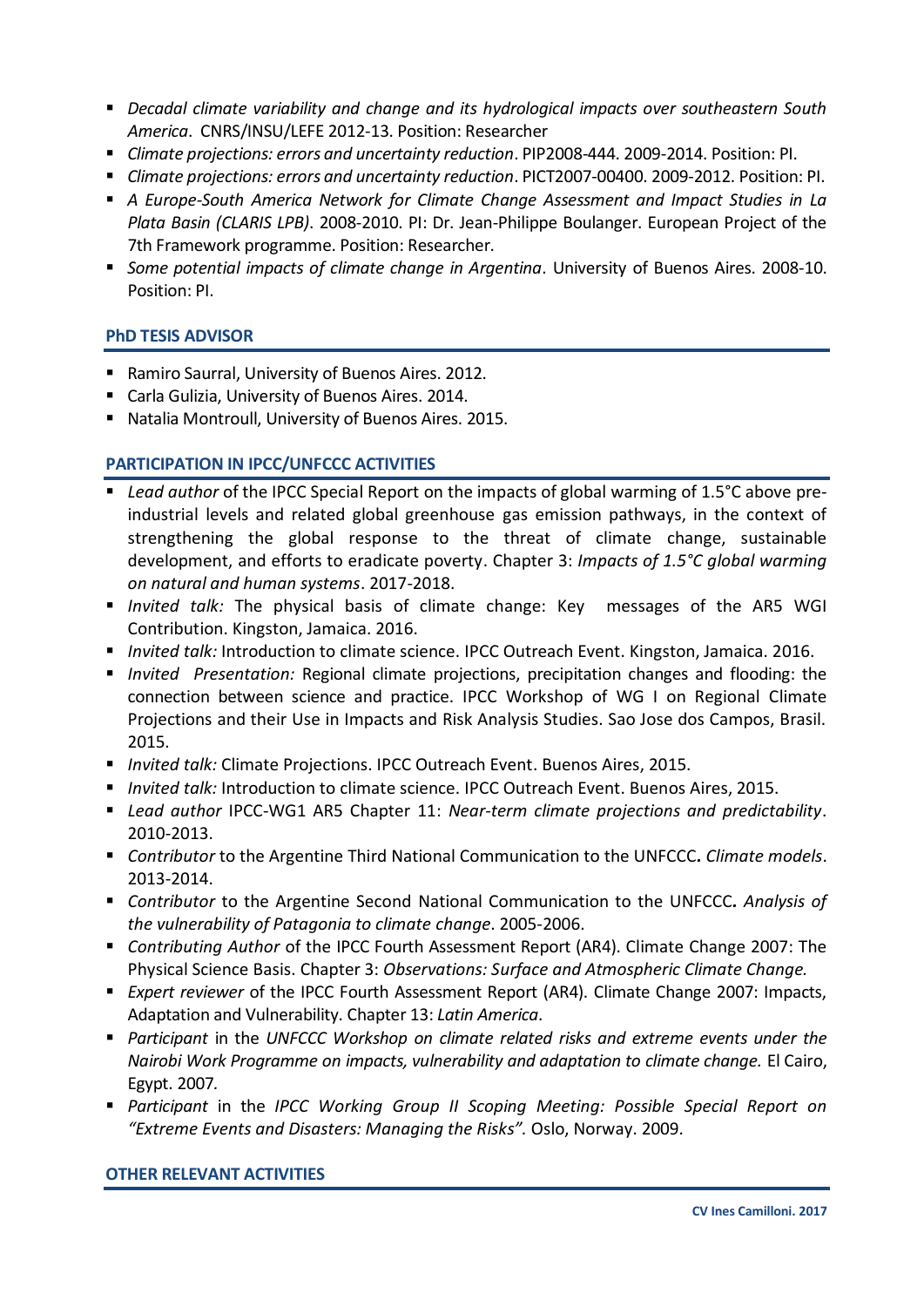- *Decadal climate variability and change and its hydrological impacts over southeastern South America*. CNRS/INSU/LEFE 2012-13. Position: Researcher
- *Climate projections: errors and uncertainty reduction*. PIP2008-444. 2009-2014. Position: PI.
- *Climate projections: errors and uncertainty reduction*. PICT2007-00400. 2009-2012. Position: PI.
- *A Europe-South America Network for Climate Change Assessment and Impact Studies in La Plata Basin (CLARIS LPB)*. 2008-2010. PI: Dr. Jean-Philippe Boulanger. European Project of the 7th Framework programme. Position: Researcher.
- *Some potential impacts of climate change in Argentina*. University of Buenos Aires. 2008-10. Position: PI.

## PhD TESIS ADVISOR

- Ramiro Saurral, University of Buenos Aires. 2012.
- Carla Gulizia, University of Buenos Aires. 2014.
- Natalia Montroull, University of Buenos Aires. 2015.

## PARTICIPATION IN IPCC/UNFCCC ACTIVITIES

- *Lead author* of the IPCC Special Report on the impacts of global warming of 1.5°C above pre-industrial levels and related global greenhouse gas emission pathways, in the context of strengthening the global response to the threat of climate change, sustainable development, and efforts to eradicate poverty. Chapter 3: *Impacts of 1.5°C global warming on natural and human systems*. 2017-2018.
- *Invited talk:* The physical basis of climate change: Key messages of the AR5 WGI Contribution. Kingston, Jamaica. 2016.
- *Invited talk:* Introduction to climate science. IPCC Outreach Event. Kingston, Jamaica. 2016.
- *Invited Presentation:* Regional climate projections, precipitation changes and flooding: the connection between science and practice. IPCC Workshop of WG I on Regional Climate Projections and their Use in Impacts and Risk Analysis Studies. Sao Jose dos Campos, Brasil. 2015.
- *Invited talk:* Climate Projections. IPCC Outreach Event. Buenos Aires, 2015.
- *Invited talk:* Introduction to climate science. IPCC Outreach Event. Buenos Aires, 2015.
- *Lead author* IPCC-WG1 AR5 Chapter 11: *Near-term climate projections and predictability*. 2010-2013.
- *Contributor* to the Argentine Third National Communication to the UNFCCC**.** *Climate models*. 2013-2014.
- *Contributor* to the Argentine Second National Communication to the UNFCCC***.*** *Analysis of the vulnerability of Patagonia to climate change*. 2005-2006.
- *Contributing Author* of the IPCC Fourth Assessment Report (AR4). Climate Change 2007: The Physical Science Basis. Chapter 3: *Observations: Surface and Atmospheric Climate Change.*
- *Expert reviewer* of the IPCC Fourth Assessment Report (AR4). Climate Change 2007: Impacts, Adaptation and Vulnerability. Chapter 13: *Latin America*.
- *Participant* in the *UNFCCC Workshop on climate related risks and extreme events under the Nairobi Work Programme on impacts, vulnerability and adaptation to climate change.* El Cairo, Egypt. 2007*.*
- *Participant* in the *IPCC Working Group II Scoping Meeting: Possible Special Report on "Extreme Events and Disasters: Managing the Risks".* Oslo, Norway. 2009.

## OTHER RELEVANT ACTIVITIES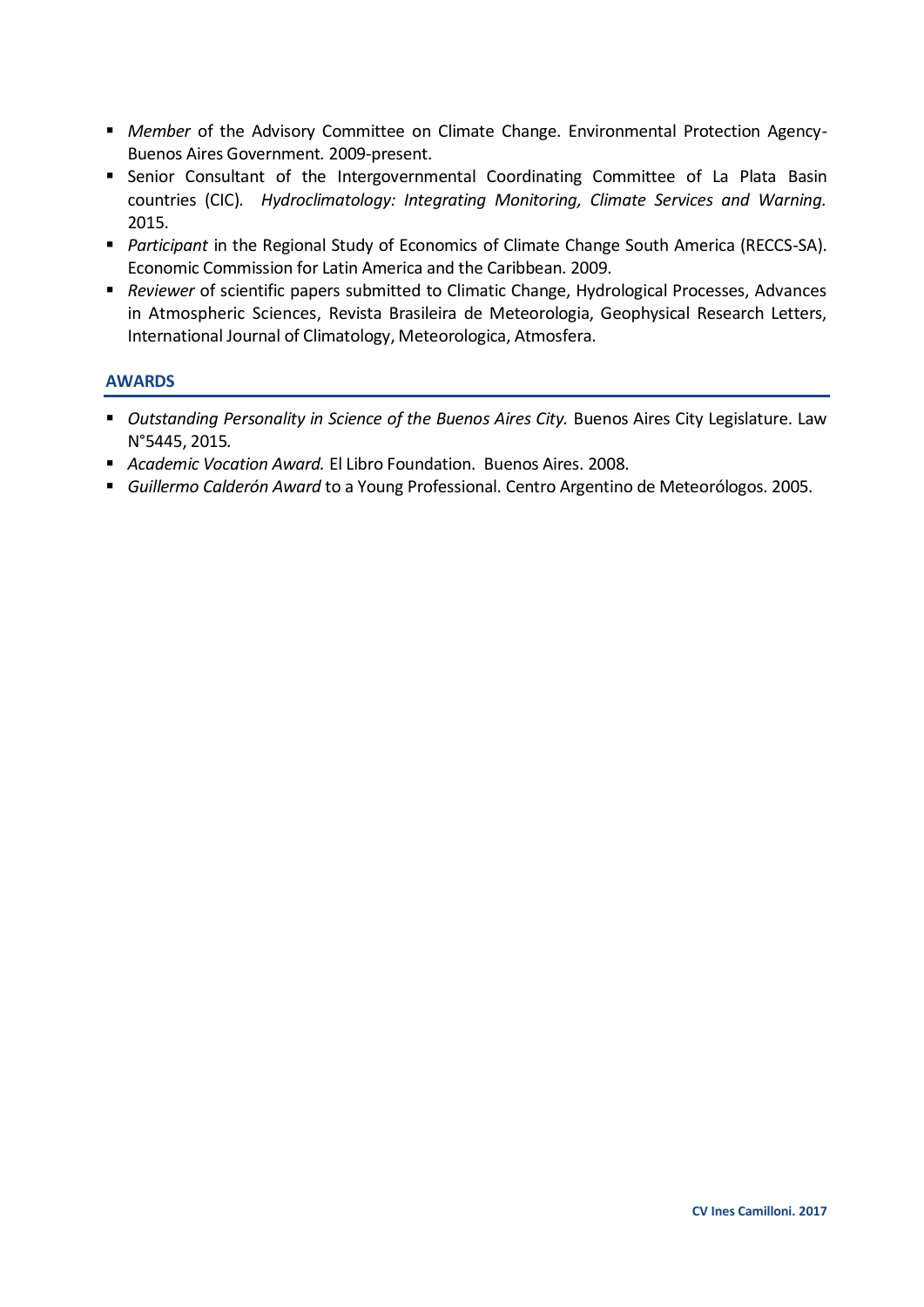- *Member* of the Advisory Committee on Climate Change. Environmental Protection Agency-Buenos Aires Government. 2009-present.
- Senior Consultant of the Intergovernmental Coordinating Committee of La Plata Basin countries (CIC). *Hydroclimatology: Integrating Monitoring, Climate Services and Warning.* 2015.
- *Participant* in the Regional Study of Economics of Climate Change South America (RECCS-SA). Economic Commission for Latin America and the Caribbean. 2009.
- *Reviewer* of scientific papers submitted to Climatic Change, Hydrological Processes, Advances in Atmospheric Sciences, Revista Brasileira de Meteorologia, Geophysical Research Letters, International Journal of Climatology, Meteorologica, Atmosfera.

## AWARDS

- *Outstanding Personality in Science of the Buenos Aires City.* Buenos Aires City Legislature. Law N°5445, 2015.
- *Academic Vocation Award.* El Libro Foundation. Buenos Aires. 2008.
- *Guillermo Calderón Award* to a Young Professional. Centro Argentino de Meteorólogos. 2005.